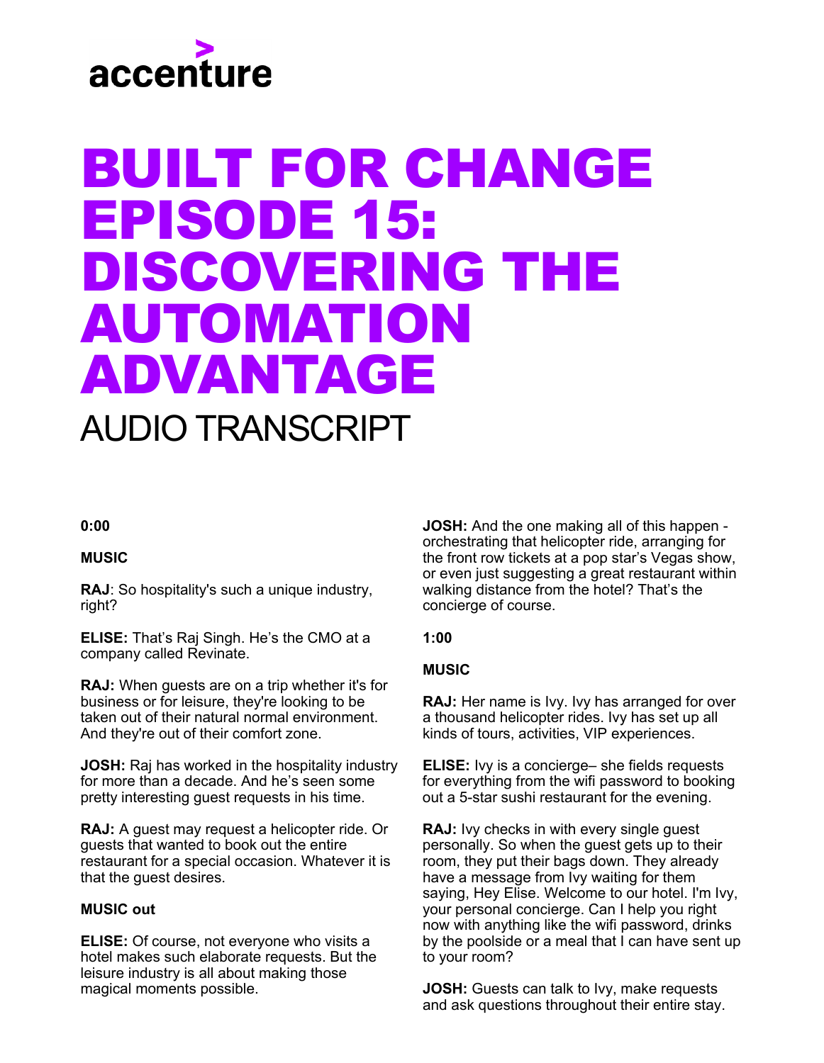accenture

# BUILT FOR CHANGE EPISODE 15: DISCOVERING THE AUTOMATION ADVANTAGE

## AUDIO TRANSCRIPT

**0:00**

**MUSIC**

**RAJ**: So hospitality's such a unique industry, right?

**ELISE:** That's Raj Singh. He's the CMO at a company called Revinate.

**RAJ:** When guests are on a trip whether it's for business or for leisure, they're looking to be taken out of their natural normal environment. And they're out of their comfort zone.

**JOSH:** Raj has worked in the hospitality industry for more than a decade. And he's seen some pretty interesting guest requests in his time.

**RAJ:** A guest may request a helicopter ride. Or guests that wanted to book out the entire restaurant for a special occasion. Whatever it is that the guest desires.

**MUSIC out**

**ELISE:** Of course, not everyone who visits a hotel makes such elaborate requests. But the leisure industry is all about making those magical moments possible.

**JOSH:** And the one making all of this happen - orchestrating that helicopter ride, arranging for the frontrow tickets at a pop star's Vegas show, or even just suggesting a great restaurant within walking distance from the hotel? That's the concierge of course.

**1:00**

**MUSIC**

**RAJ:** Her name is Ivy. Ivy has arranged for over a thousand helicopter rides. Ivy has set up all kinds of tours, activities, VIP experiences.

**ELISE:** Ivy is a concierge– she fields requests for everything from the wifi password to booking out a 5-star sushi restaurant for the evening.

**RAJ:** Ivy checks in with every single guest personally. So when the guest gets up to their room, they put their bags down. They already have a message from Ivy waiting for them saying, Hey Elise. Welcome to our hotel. I'm Ivy, your personal concierge. Can I help you right now with anything like the wifi password, drinks by the poolside or a meal that I can have sent up to your room?

**JOSH:** Guests can talk to Ivy, make requests and ask questions throughout their entire stay.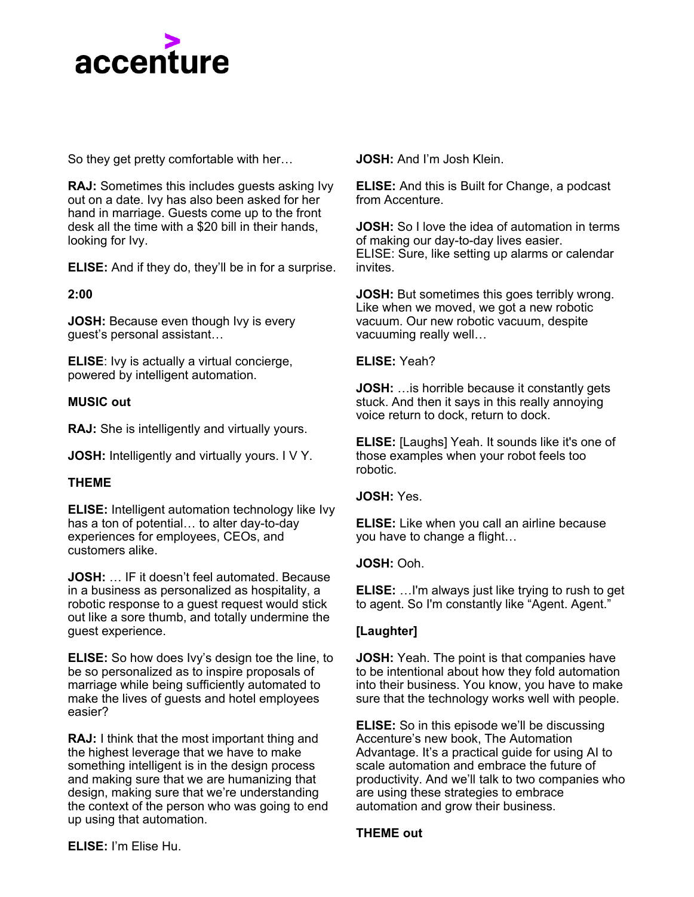So they get pretty comfortable with her…

**RAJ:** Sometimes this includes guests asking Ivy out on a date. Ivy has also been asked for her hand in marriage. Guests come up to the front desk all the time with a $20 bill in their hands, looking for Ivy.

**ELISE:** And if they do, they'll be in for a surprise.

**2:00**

**JOSH:** Because even though Ivy is every guest's personal assistant…

**ELISE**: Ivy is actually a virtual concierge, powered by intelligent automation.

**MUSIC out**

**RAJ:** She is intelligently and virtually yours.

**JOSH:** Intelligently and virtually yours. I V Y.

**THEME**

**ELISE:** Intelligent automation technology like Ivy has a ton of potential… to alter day-to-day experiences for employees, CEOs, and customers alike.

**JOSH:** … IF it doesn't feel automated. Because in a business as personalized as hospitality, a robotic response to a guest request would stick out like a sore thumb, and totally undermine the guest experience.

**ELISE:** So how does Ivy's design toe the line, to be so personalized as to inspire proposals of marriage while being sufficiently automated to make the lives of guests and hotel employees easier?

**RAJ:** I think that the most important thing and the highest leverage that we have to make something intelligent is in the design process and making sure that we are humanizing that design, making sure that we're understanding the context of the person who was going to end up using that automation.

**ELISE:** I'm Elise Hu.

**JOSH:** And I'm Josh Klein.

**ELISE:** And this is Built for Change, a podcast from Accenture.

**JOSH:** So I love the idea of automation in terms of making our day-to-day lives easier.
ELISE: Sure, like setting up alarms or calendar invites.

**JOSH:** But sometimes this goes terribly wrong. Like when we moved, we got a new robotic vacuum. Our new robotic vacuum, despite vacuuming really well…

**ELISE:** Yeah?

**JOSH:** …is horrible because it constantly gets stuck. And then it says in this really annoying voice return to dock, return to dock.

**ELISE:** [Laughs] Yeah. It sounds like it's one of those examples when your robot feels too robotic.

**JOSH:** Yes.

**ELISE:** Like when you call an airline because you have to change a flight…

**JOSH:** Ooh.

**ELISE:** …I'm always just like trying to rush to get to agent. So I'm constantly like "Agent. Agent."

**[Laughter]**

**JOSH:** Yeah. The point is that companies have to be intentional about how they fold automation into their business. You know, you have to make sure that the technology works well with people.

**ELISE:** So in this episode we'll be discussing Accenture's new book, The Automation Advantage. It's a practical guide for using AI to scale automation and embrace the future of productivity. And we'll talk to two companies who are using these strategies to embrace automation and grow their business.

**THEME out**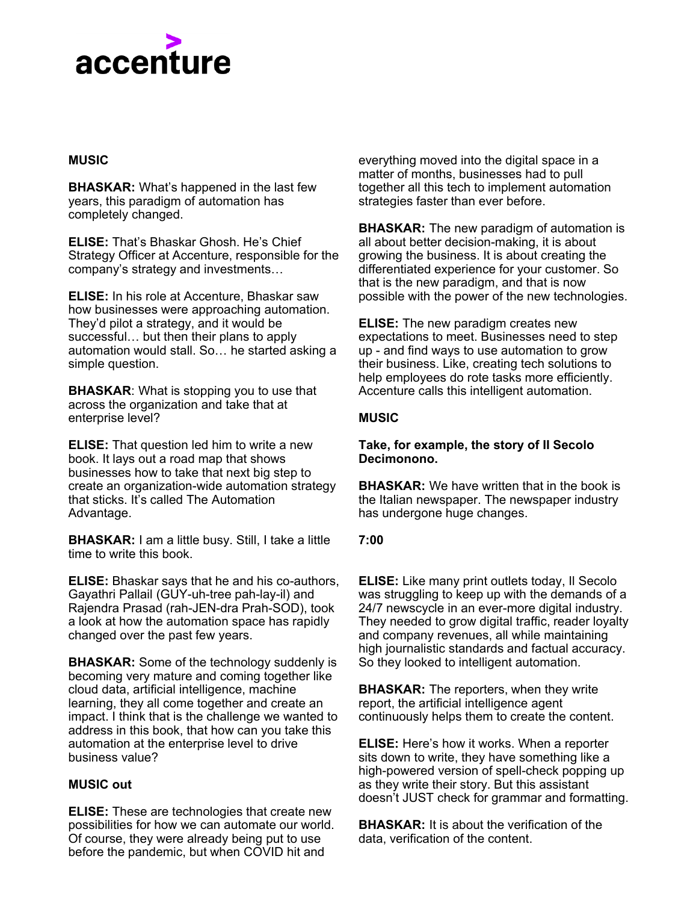**MUSIC**

**BHASKAR:** What's happened in the last few years, this paradigm of automation has completely changed.

**ELISE:** That's Bhaskar Ghosh. He's Chief Strategy Officer at Accenture, responsible for the company's strategy and investments…

**ELISE:** In his role at Accenture, Bhaskar saw how businesses were approaching automation. They'd pilot a strategy, and it would be successful… but then their plans to apply automation would stall. So… he started asking a simple question.

**BHASKAR**: What is stopping you to use that across the organization and take that at enterprise level?

**ELISE:** That question led him to write a new book. It lays out a road map that shows businesses how to take that next big step to create an organization-wide automation strategy that sticks. It's called The Automation Advantage.

**BHASKAR:** I am a little busy. Still, I take a little time to write this book.

**ELISE:** Bhaskar says that he and his co-authors, Gayathri Pallail (GUY-uh-tree pah-lay-il) and Rajendra Prasad (rah-JEN-dra Prah-SOD), took a look at how the automation space has rapidly changed over the past few years.

**BHASKAR:** Some of the technology suddenly is becoming very mature and coming together like cloud data, artificial intelligence, machine learning, they all come together and create an impact. I think that is the challenge we wanted to address in this book, that how can you take this automation at the enterprise level to drive business value?

**MUSIC out**

**ELISE:** These are technologies that create new possibilities for how we can automate our world. Of course, they were already being put to use before the pandemic, but when COVID hit and everything moved into the digital space in a matter of months, businesses had to pull together all this tech to implement automation strategies faster than ever before.

**BHASKAR:** The new paradigm of automation is all about better decision-making, it is about growing the business. It is about creating the differentiated experience for your customer. So that is the new paradigm, and that is now possible with the power of the new technologies.

**ELISE:** The new paradigm creates new expectations to meet. Businesses need to step up - and find ways to use automation to grow their business. Like, creating tech solutions to help employees do rote tasks more efficiently. Accenture calls this intelligent automation.

**MUSIC**

**Take, for example, the story of Il Secolo Decimonono.**

**BHASKAR:** We have written that in the book is the Italian newspaper. The newspaper industry has undergone huge changes.

**7:00**

**ELISE:** Like many print outlets today, Il Secolo was struggling to keep up with the demands of a 24/7 newscycle in an ever-more digital industry. They needed to grow digital traffic, reader loyalty and company revenues, all while maintaining high journalistic standards and factual accuracy. So they looked to intelligent automation.

**BHASKAR:** The reporters, when they write report, the artificial intelligence agent continuously helps them to create the content.

**ELISE:** Here's how it works. When a reporter sits down to write, they have something like a high-powered version of spell-check popping up as they write their story. But this assistant doesn't JUST check for grammar and formatting.

**BHASKAR:** It is about the verification of the data, verification of the content.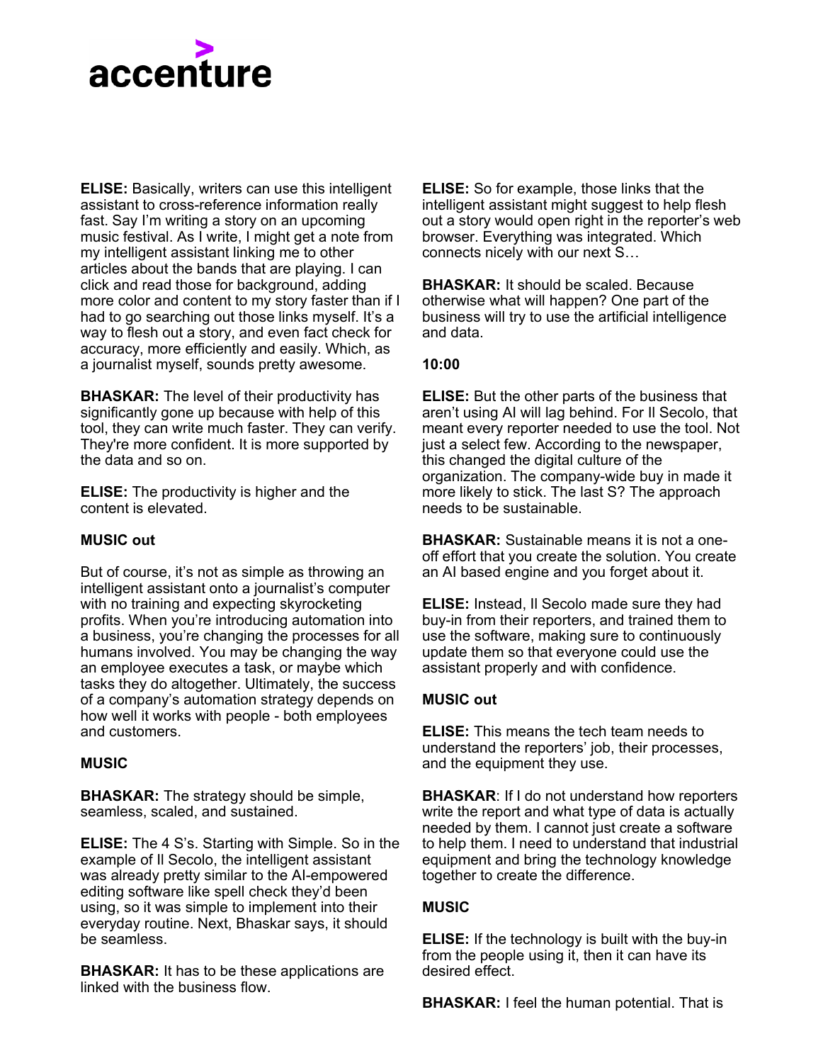**ELISE:** Basically, writers can use this intelligent assistant to cross-reference information really fast. Say I'm writing a story on an upcoming music festival. As I write, I might get a note from my intelligent assistant linking me to other articles about the bands that are playing. I can click and read those for background, adding more color and content to my story faster than if I had to go searching out those links myself. It's a way to flesh out a story, and even fact check for accuracy, more efficiently and easily. Which, as a journalist myself, sounds pretty awesome.

**BHASKAR:** The level of their productivity has significantly gone up because with help of this tool, they can write much faster. They can verify. They're more confident. It is more supported by the data and so on.

**ELISE:** The productivity is higher and the content is elevated.

**MUSIC out**

But of course, it's not as simple as throwing an intelligent assistant onto a journalist's computer with no training and expecting skyrocketing profits. When you're introducing automation into a business, you're changing the processes for all humans involved. You may be changing the way an employee executes a task, or maybe which tasks they do altogether. Ultimately, the success of a company's automation strategy depends on how well it works with people - both employees and customers.

**MUSIC**

**BHASKAR:** The strategy should be simple, seamless, scaled, and sustained.

**ELISE:** The 4 S's. Starting with Simple. So in the example of Il Secolo, the intelligent assistant was already pretty similar to the AI-empowered editing software like spell check they'd been using, so it was simple to implement into their everyday routine. Next, Bhaskar says, it should be seamless.

**BHASKAR:** It has to be these applications are linked with the business flow.

**ELISE:** So for example, those links that the intelligent assistant might suggest to help flesh out a story would open right in the reporter's web browser. Everything was integrated. Which connects nicely with our next S…

**BHASKAR:** It should be scaled. Because otherwise what will happen? One part of the business will try to use the artificial intelligence and data.

**10:00**

**ELISE:** But the other parts of the business that aren't using AI will lag behind. For Il Secolo, that meant every reporter needed to use the tool. Not just a select few. According to the newspaper, this changed the digital culture of the organization. The company-wide buy in made it more likely to stick. The last S? The approach needs to be sustainable.

**BHASKAR:** Sustainable means it is not a one-off effort that you create the solution. You create an AI based engine and you forget about it.

**ELISE:** Instead, Il Secolo made sure they had buy-in from their reporters, and trained them to use the software, making sure to continuously update them so that everyone could use the assistant properly and with confidence.

**MUSIC out**

**ELISE:** This means the tech team needs to understand the reporters' job, their processes, and the equipment they use.

**BHASKAR**: If I do not understand how reporters write the report and what type of data is actually needed by them. I cannot just create a software to help them. I need to understand that industrial equipment and bring the technology knowledge together to create the difference.

**MUSIC**

**ELISE:** If the technology is built with the buy-in from the people using it, then it can have its desired effect.

**BHASKAR:** I feel the human potential. That is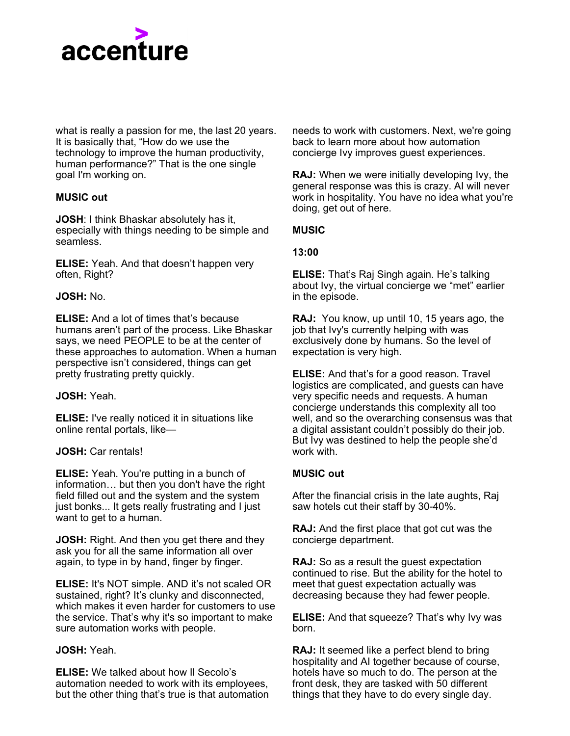what is really a passion for me, the last 20 years. It is basically that, "How do we use the technology to improve the human productivity, human performance?" That is the one single goal I'm working on.

**MUSIC out**

**JOSH**: I think Bhaskar absolutely has it, especially with things needing to be simple and seamless.

**ELISE:** Yeah. And that doesn't happen very often, Right?

**JOSH:** No.

**ELISE:** And a lot of times that's because humans aren't part of the process. Like Bhaskar says, we need PEOPLE to be at the center of these approaches to automation. When a human perspective isn't considered, things can get pretty frustrating pretty quickly.

**JOSH:** Yeah.

**ELISE:** I've really noticed it in situations like online rental portals, like—

**JOSH:** Car rentals!

**ELISE:** Yeah. You're putting in a bunch of information… but then you don't have the right field filled out and the system and the system just bonks... It gets really frustrating and I just want to get to a human.

**JOSH:** Right. And then you get there and they ask you for all the same information all over again, to type in by hand, finger by finger.

**ELISE:** It's NOT simple. AND it's not scaled OR sustained, right? It's clunky and disconnected, which makes it even harder for customers to use the service. That's why it's so important to make sure automation works with people.

**JOSH:** Yeah.

**ELISE:** We talked about how Il Secolo's automation needed to work with its employees, but the other thing that's true is that automation needs to work with customers. Next, we're going back to learn more about how automation concierge Ivy improves guest experiences.

**RAJ:** When we were initially developing Ivy, the general response was this is crazy. AI will never work in hospitality. You have no idea what you're doing, get out of here.

**MUSIC**

**13:00**

**ELISE:** That's Raj Singh again. He's talking about Ivy, the virtual concierge we "met" earlier in the episode.

**RAJ:** You know, up until 10, 15 years ago, the job that Ivy's currently helping with was exclusively done by humans. So the level of expectation is very high.

**ELISE:** And that's for a good reason. Travel logistics are complicated, and guests can have very specific needs and requests. A human concierge understands this complexity all too well, and so the overarching consensus was that a digital assistant couldn't possibly do their job. But Ivy was destined to help the people she'd work with.

**MUSIC out**

After the financial crisis in the late aughts, Raj saw hotels cut their staff by 30-40%.

**RAJ:** And the first place that got cut was the concierge department.

**RAJ:** So as a result the guest expectation continued to rise. But the ability for the hotel to meet that guest expectation actually was decreasing because they had fewer people.

**ELISE:** And that squeeze? That's why Ivy was born.

**RAJ:** It seemed like a perfect blend to bring hospitality and AI together because of course, hotels have so much to do. The person at the front desk, they are tasked with 50 different things that they have to do every single day.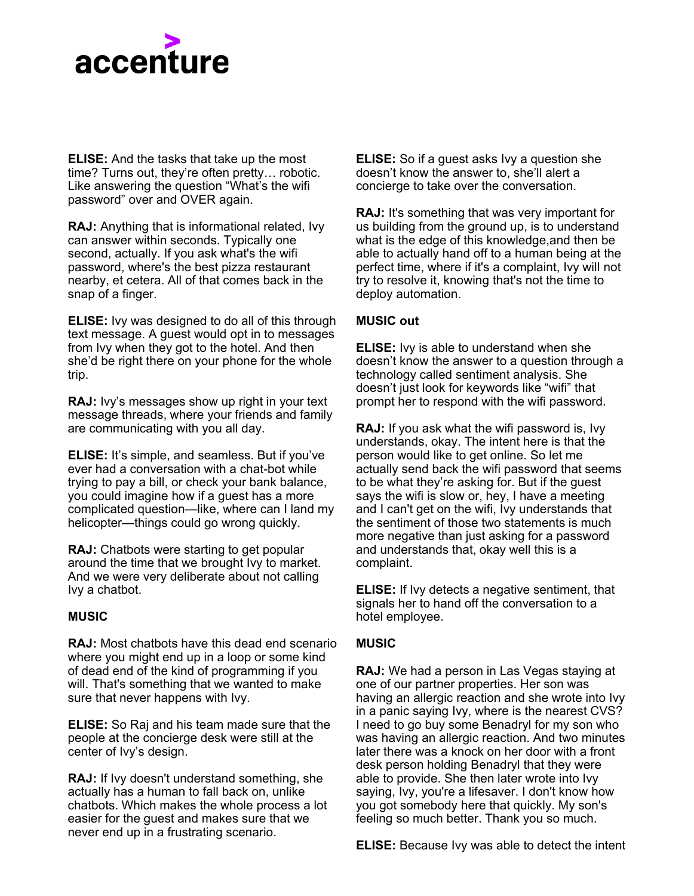**ELISE:** And the tasks that take up the most time? Turns out, they're often pretty… robotic. Like answering the question "What's the wifi password" over and OVER again.

**RAJ:** Anything that is informational related, Ivy can answer within seconds. Typically one second, actually. If you ask what's the wifi password, where's the best pizza restaurant nearby, et cetera. All of that comes back in the snap of a finger.

**ELISE:** Ivy was designed to do all of this through text message. A guest would opt in to messages from Ivy when they got to the hotel. And then she'd be right there on your phone for the whole trip.

**RAJ:** Ivy's messages show up right in your text message threads, where your friends and family are communicating with you all day.

**ELISE:** It's simple, and seamless. But if you've ever had a conversation with a chat-bot while trying to pay a bill, or check your bank balance, you could imagine how if a guest has a more complicated question—like, where can I land my helicopter—things could go wrong quickly.

**RAJ:** Chatbots were starting to get popular around the time that we brought Ivy to market. And we were very deliberate about not calling Ivy a chatbot.

**MUSIC**

**RAJ:** Most chatbots have this dead end scenario where you might end up in a loop or some kind of dead end of the kind of programming if you will. That's something that we wanted to make sure that never happens with Ivy.

**ELISE:** So Raj and his team made sure that the people at the concierge desk were still at the center of Ivy's design.

**RAJ:** If Ivy doesn't understand something, she actually has a human to fall back on, unlike chatbots. Which makes the whole process a lot easier for the guest and makes sure that we never end up in a frustrating scenario.

**ELISE:** So if a guest asks Ivy a question she doesn't know the answer to, she'll alert a concierge to take over the conversation.

**RAJ:** It's something that was very important for us building from the ground up, is to understand what is the edge of this knowledge,and then be able to actually hand off to a human being at the perfect time, where if it's a complaint, Ivy will not try to resolve it, knowing that's not the time to deploy automation.

**MUSIC out**

**ELISE:** Ivy is able to understand when she doesn't know the answer to a question through a technology called sentiment analysis. She doesn't just look for keywords like "wifi" that prompt her to respond with the wifi password.

**RAJ:** If you ask what the wifi password is, Ivy understands, okay. The intent here is that the person would like to get online. So let me actually send back the wifi password that seems to be what they're asking for. But if the guest says the wifi is slow or, hey, I have a meeting and I can't get on the wifi, Ivy understands that the sentiment of those two statements is much more negative than just asking for a password and understands that, okay well this is a complaint.

**ELISE:** If Ivy detects a negative sentiment, that signals her to hand off the conversation to a hotel employee.

**MUSIC**

**RAJ:** We had a person in Las Vegas staying at one of our partner properties. Her son was having an allergic reaction and she wrote into Ivy in a panic saying Ivy, where is the nearest CVS? I need to go buy some Benadryl for my son who was having an allergic reaction. And two minutes later there was a knock on her door with a front desk person holding Benadryl that they were able to provide. She then later wrote into Ivy saying, Ivy, you're a lifesaver. I don't know how you got somebody here that quickly. My son's feeling so much better. Thank you so much.

**ELISE:** Because Ivy was able to detect the intent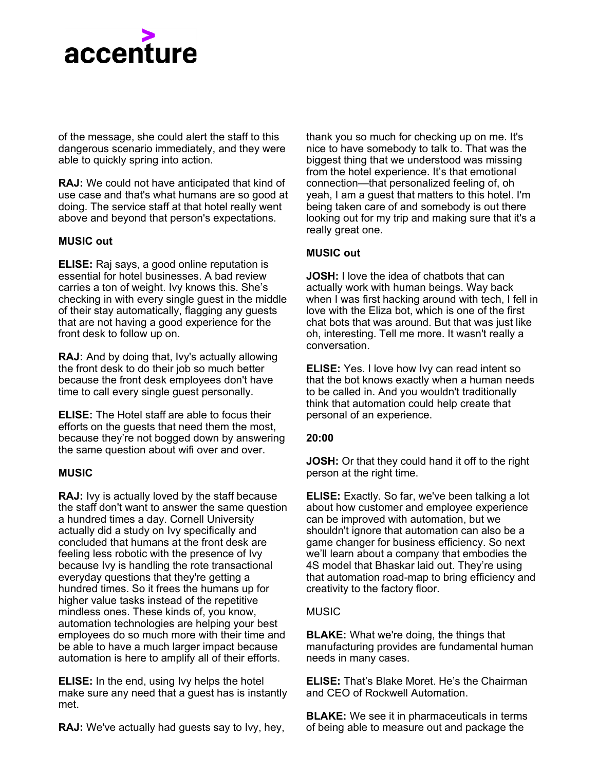of the message, she could alert the staff to this dangerous scenario immediately, and they were able to quickly spring into action.

**RAJ:** We could not have anticipated that kind of use case and that's what humans are so good at doing. The service staff at that hotel really went above and beyond that person's expectations.

**MUSIC out**

**ELISE:** Raj says, a good online reputation is essential for hotel businesses. A bad review carries a ton of weight. Ivy knows this. She's checking in with every single guest in the middle of their stay automatically, flagging any guests that are not having a good experience for the front desk to follow up on.

**RAJ:** And by doing that, Ivy's actually allowing the front desk to do their job so much better because the front desk employees don't have time to call every single guest personally.

**ELISE:** The Hotel staff are able to focus their efforts on the guests that need them the most, because they're not bogged down by answering the same question about wifi over and over.

**MUSIC**

**RAJ:** Ivy is actually loved by the staff because the staff don't want to answer the same question a hundred times a day. Cornell University actually did a study on Ivy specifically and concluded that humans at the front desk are feeling less robotic with the presence of Ivy because Ivy is handling the rote transactional everyday questions that they're getting a hundred times. So it frees the humans up for higher value tasks instead of the repetitive mindless ones. These kinds of, you know, automation technologies are helping your best employees do so much more with their time and be able to have a much larger impact because automation is here to amplify all of their efforts.

**ELISE:** In the end, using Ivy helps the hotel make sure any need that a guest has is instantly met.

**RAJ:** We've actually had guests say to Ivy, hey, thank you so much for checking up on me. It's nice to have somebody to talk to. That was the biggest thing that we understood was missing from the hotel experience. It's that emotional connection—that personalized feeling of, oh yeah, I am a guest that matters to this hotel. I'm being taken care of and somebody is out there looking out for my trip and making sure that it's a really great one.

**MUSIC out**

**JOSH:** I love the idea of chatbots that can actually work with human beings. Way back when I was first hacking around with tech, I fell in love with the Eliza bot, which is one of the first chat bots that was around. But that was just like oh, interesting. Tell me more. It wasn't really a conversation.

**ELISE:** Yes. I love how Ivy can read intent so that the bot knows exactly when a human needs to be called in. And you wouldn't traditionally think that automation could help create that personal of an experience.

**20:00**

**JOSH:** Or that they could hand it off to the right person at the right time.

**ELISE:** Exactly. So far, we've been talking a lot about how customer and employee experience can be improved with automation, but we shouldn't ignore that automation can also be a game changer for business efficiency. So next we'll learn about a company that embodies the 4S model that Bhaskar laid out. They're using that automation road-map to bring efficiency and creativity to the factory floor.

MUSIC

**BLAKE:** What we're doing, the things that manufacturing provides are fundamental human needs in many cases.

**ELISE:** That's Blake Moret. He's the Chairman and CEO of Rockwell Automation.

**BLAKE:** We see it in pharmaceuticals in terms of being able to measure out and package the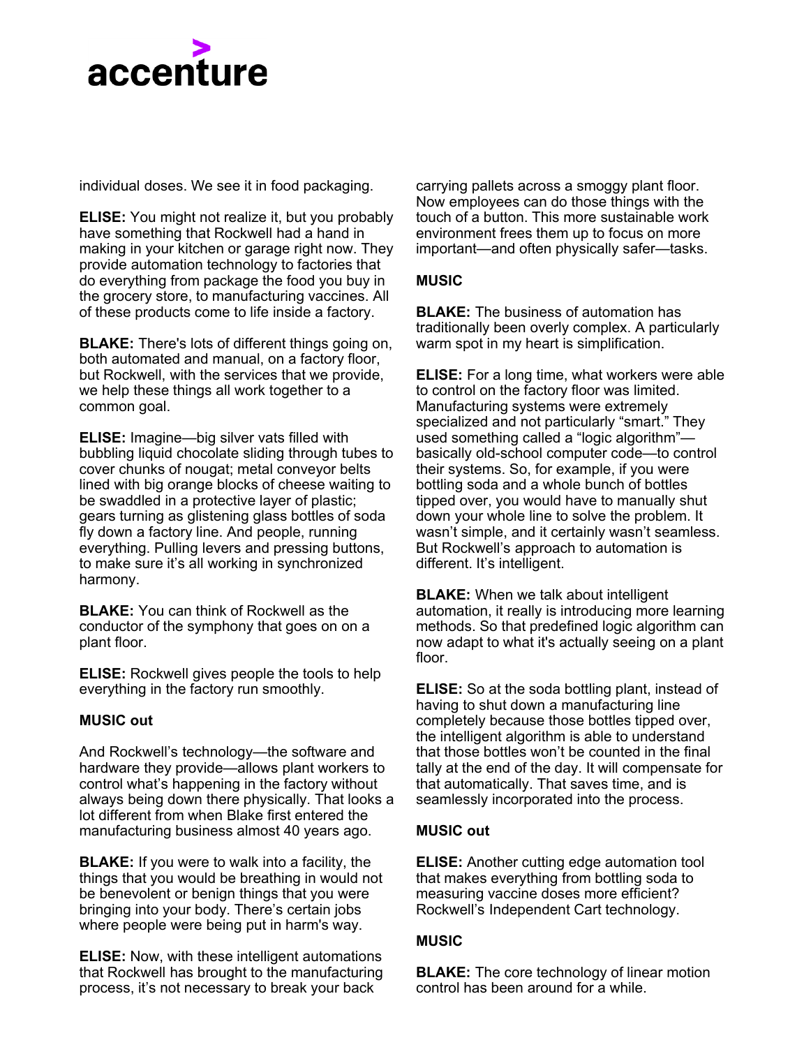individual doses. We see it in food packaging.

**ELISE:** You might not realize it, but you probably have something that Rockwell had a hand in making in your kitchen or garage right now. They provide automation technology to factories that do everything from package the food you buy in the grocery store, to manufacturing vaccines. All of these products come to life inside a factory.

**BLAKE:** There's lots of different things going on, both automated and manual, on a factory floor, but Rockwell, with the services that we provide, we help these things all work together to a common goal.

**ELISE:** Imagine—big silver vats filled with bubbling liquid chocolate sliding through tubes to cover chunks of nougat; metal conveyor belts lined with big orange blocks of cheese waiting to be swaddled in a protective layer of plastic; gears turning as glistening glass bottles of soda fly down a factory line. And people, running everything. Pulling levers and pressing buttons, to make sure it's all working in synchronized harmony.

**BLAKE:** You can think of Rockwell as the conductor of the symphony that goes on on a plant floor.

**ELISE:** Rockwell gives people the tools to help everything in the factory run smoothly.

**MUSIC out**

And Rockwell's technology—the software and hardware they provide—allows plant workers to control what's happening in the factory without always being down there physically. That looks a lot different from when Blake first entered the manufacturing business almost 40 years ago.

**BLAKE:** If you were to walk into a facility, the things that you would be breathing in would not be benevolent or benign things that you were bringing into your body. There's certain jobs where people were being put in harm's way.

**ELISE:** Now, with these intelligent automations that Rockwell has brought to the manufacturing process, it's not necessary to break your back carrying pallets across a smoggy plant floor. Now employees can do those things with the touch of a button. This more sustainable work environment frees them up to focus on more important—and often physically safer—tasks.

**MUSIC**

**BLAKE:** The business of automation has traditionally been overly complex. A particularly warm spot in my heart is simplification.

**ELISE:** For a long time, what workers were able to control on the factory floor was limited. Manufacturing systems were extremely specialized and not particularly "smart." They used something called a "logic algorithm"—basically old-school computer code—to control their systems. So, for example, if you were bottling soda and a whole bunch of bottles tipped over, you would have to manually shut down your whole line to solve the problem. It wasn't simple, and it certainly wasn't seamless. But Rockwell's approach to automation is different. It's intelligent.

**BLAKE:** When we talk about intelligent automation, it really is introducing more learning methods. So that predefined logic algorithm can now adapt to what it's actually seeing on a plant floor.

**ELISE:** So at the soda bottling plant, instead of having to shut down a manufacturing line completely because those bottles tipped over, the intelligent algorithm is able to understand that those bottles won't be counted in the final tally at the end of the day. It will compensate for that automatically. That saves time, and is seamlessly incorporated into the process.

**MUSIC out**

**ELISE:** Another cutting edge automation tool that makes everything from bottling soda to measuring vaccine doses more efficient? Rockwell's Independent Cart technology.

**MUSIC**

**BLAKE:** The core technology of linear motion control has been around for a while.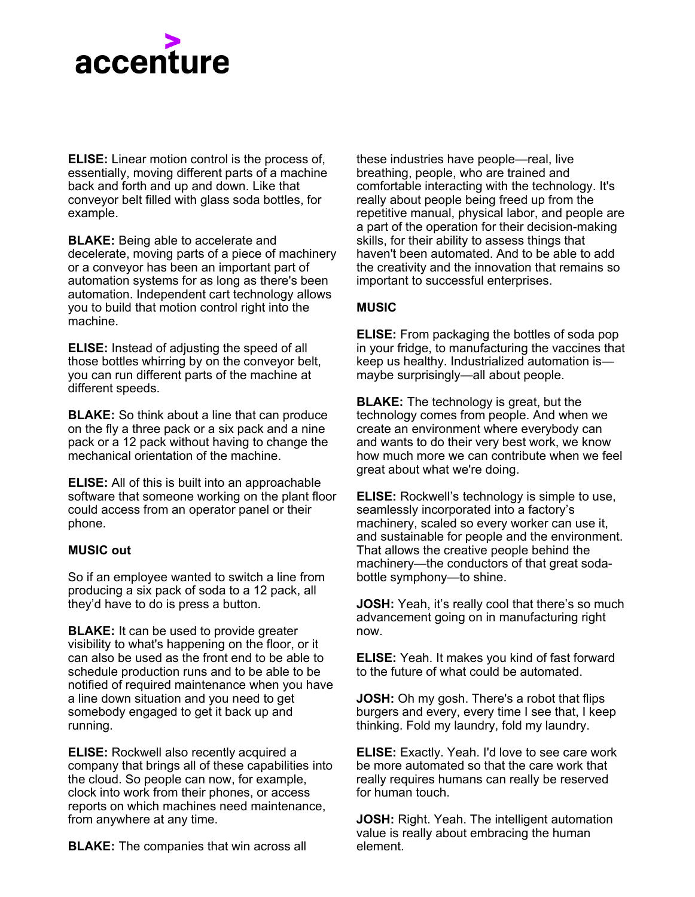**ELISE:** Linear motion control is the process of, essentially, moving different parts of a machine back and forth and up and down. Like that conveyor belt filled with glass soda bottles, for example.

**BLAKE:** Being able to accelerate and decelerate, moving parts of a piece of machinery or a conveyor has been an important part of automation systems for as long as there's been automation. Independent cart technology allows you to build that motion control right into the machine.

**ELISE:** Instead of adjusting the speed of all those bottles whirring by on the conveyor belt, you can run different parts of the machine at different speeds.

**BLAKE:** So think about a line that can produce on the fly a three pack or a six pack and a nine pack or a 12 pack without having to change the mechanical orientation of the machine.

**ELISE:** All of this is built into an approachable software that someone working on the plant floor could access from an operator panel or their phone.

**MUSIC out**

So if an employee wanted to switch a line from producing a six pack of soda to a 12 pack, all they'd have to do is press a button.

**BLAKE:** It can be used to provide greater visibility to what's happening on the floor, or it can also be used as the front end to be able to schedule production runs and to be able to be notified of required maintenance when you have a line down situation and you need to get somebody engaged to get it back up and running.

**ELISE:** Rockwell also recently acquired a company that brings all of these capabilities into the cloud. So people can now, for example, clock into work from their phones, or access reports on which machines need maintenance, from anywhere at any time.

**BLAKE:** The companies that win across all these industries have people—real, live breathing, people, who are trained and comfortable interacting with the technology. It's really about people being freed up from the repetitive manual, physical labor, and people are a part of the operation for their decision-making skills, for their ability to assess things that haven't been automated. And to be able to add the creativity and the innovation that remains so important to successful enterprises.

**MUSIC**

**ELISE:** From packaging the bottles of soda pop in your fridge, to manufacturing the vaccines that keep us healthy. Industrialized automation is—maybe surprisingly—all about people.

**BLAKE:** The technology is great, but the technology comes from people. And when we create an environment where everybody can and wants to do their very best work, we know how much more we can contribute when we feel great about what we're doing.

**ELISE:** Rockwell's technology is simple to use, seamlessly incorporated into a factory's machinery, scaled so every worker can use it, and sustainable for people and the environment. That allows the creative people behind the machinery—the conductors of that great soda-bottle symphony—to shine.

**JOSH:** Yeah, it's really cool that there's so much advancement going on in manufacturing right now.

**ELISE:** Yeah. It makes you kind of fast forward to the future of what could be automated.

**JOSH:** Oh my gosh. There's a robot that flips burgers and every, every time I see that, I keep thinking. Fold my laundry, fold my laundry.

**ELISE:** Exactly. Yeah. I'd love to see care work be more automated so that the care work that really requires humans can really be reserved for human touch.

**JOSH:** Right. Yeah. The intelligent automation value is really about embracing the human element.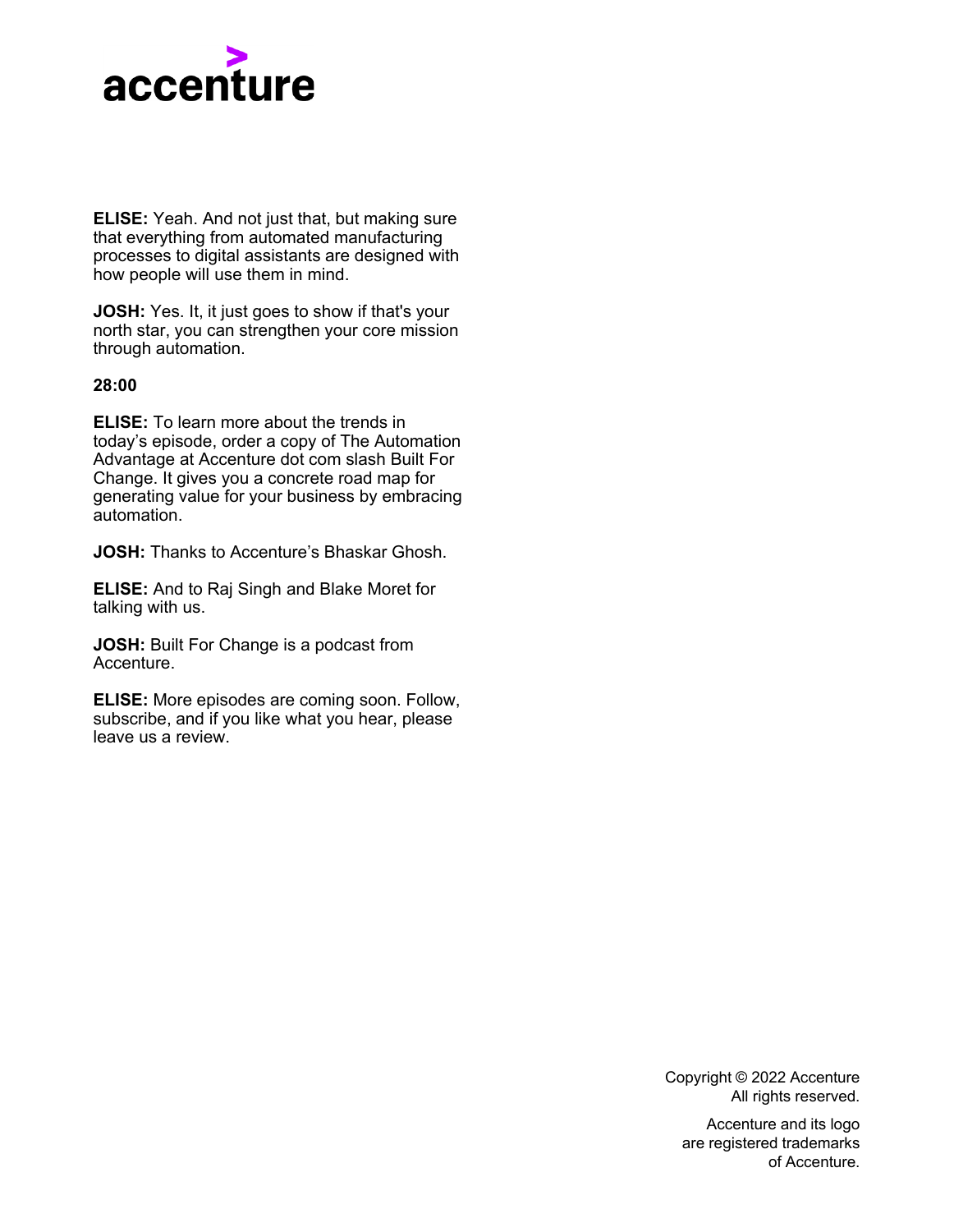**ELISE:** Yeah. And not just that, but making sure that everything from automated manufacturing processes to digital assistants are designed with how people will use them in mind.

**JOSH:** Yes. It, it just goes to show if that's your north star, you can strengthen your core mission through automation.

**28:00**

**ELISE:** To learn more about the trends in today's episode, order a copy of The Automation Advantage at Accenture dot com slash Built For Change. It gives you a concrete road map for generating value for your business by embracing automation.

**JOSH:** Thanks to Accenture's Bhaskar Ghosh.

**ELISE:** And to Raj Singh and Blake Moret for talking with us.

**JOSH:** Built For Change is a podcast from Accenture.

**ELISE:** More episodes are coming soon. Follow, subscribe, and if you like what you hear, please leave us a review.

Copyright © 2022 Accenture
All rights reserved.

Accenture and its logo are registered trademarks of Accenture.